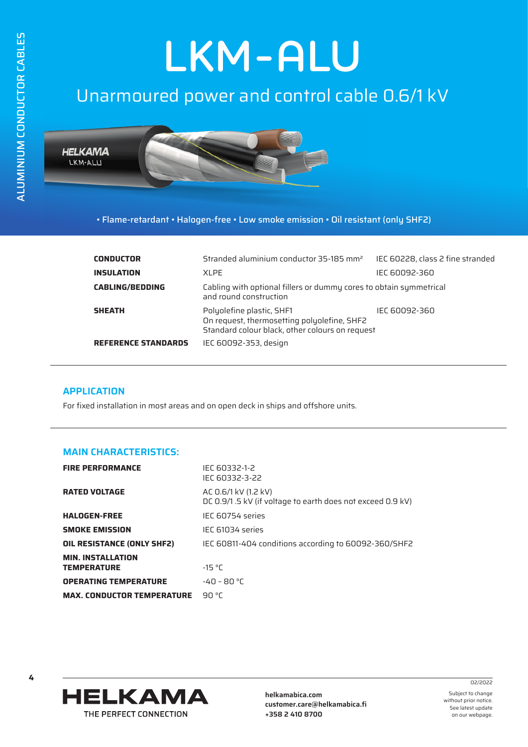# LKM-ALU

## Unarmoured power and control cable 0.6/1 kV

• Flame-retardant • Halogen-free • Low smoke emission • Oil resistant (only SHF2)

| | | |
|---|---|---|
| **CONDUCTOR** | Stranded aluminium conductor 35-185 mm² | IEC 60228, class 2 fine stranded |
| **INSULATION** | XLPE | IEC 60092-360 |
| **CABLING/BEDDING** | Cabling with optional fillers or dummy cores to obtain symmetrical and round construction | |
| **SHEATH** | Polyolefine plastic, SHF1<br>On request, thermosetting polyolefine, SHF2<br>Standard colour black, other colours on request | IEC 60092-360 |
| **REFERENCE STANDARDS** | IEC 60092-353, design | |

### APPLICATION

For fixed installation in most areas and on open deck in ships and offshore units.

### MAIN CHARACTERISTICS:

| | |
|---|---|
| **FIRE PERFORMANCE** | IEC 60332-1-2<br>IEC 60332-3-22 |
| **RATED VOLTAGE** | AC 0.6/1 kV (1.2 kV)<br>DC 0.9/1 .5 kV (if voltage to earth does not exceed 0.9 kV) |
| **HALOGEN-FREE** | IEC 60754 series |
| **SMOKE EMISSION** | IEC 61034 series |
| **OIL RESISTANCE (ONLY SHF2)** | IEC 60811-404 conditions according to 60092-360/SHF2 |
| **MIN. INSTALLATION TEMPERATURE** | -15 °C |
| **OPERATING TEMPERATURE** | -40 – 80 °C |
| **MAX. CONDUCTOR TEMPERATURE** | 90 °C |

HELKAMA
THE PERFECT CONNECTION

**helkamabica.com**
**customer.care@helkamabica.fi**
**+358 2 410 8700**

02/2022

Subject to change without prior notice. See latest update on our webpage.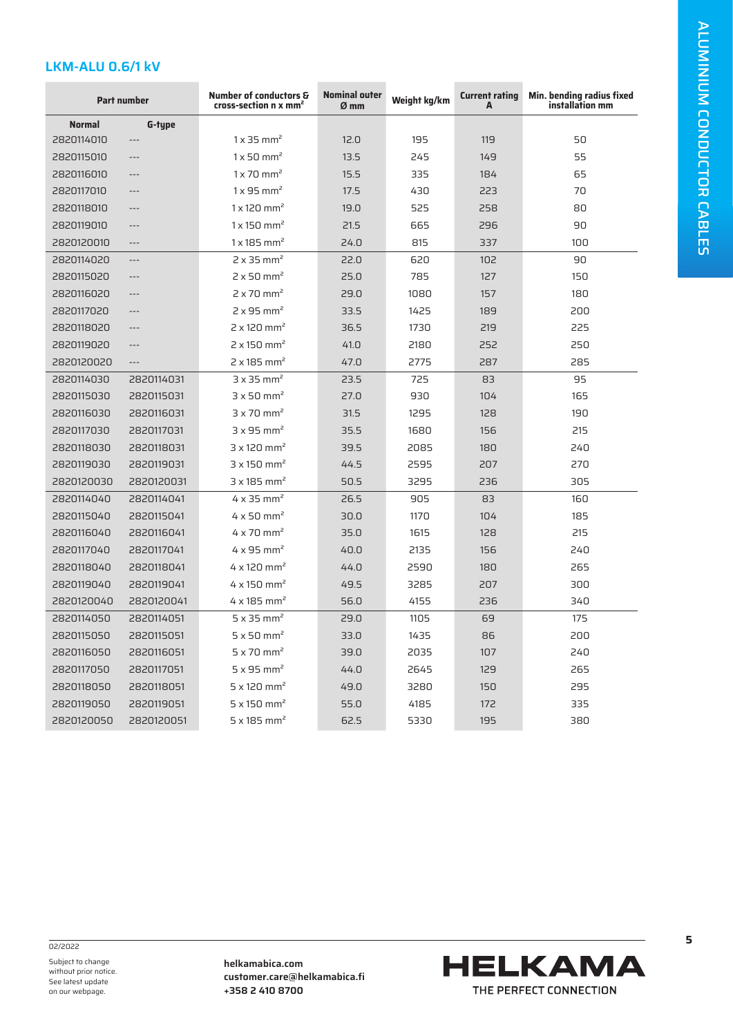## LKM-ALU 0.6/1 kV

| Part number | | Number of conductors & cross-section n x mm² | Nominal outer Ø mm | Weight kg/km | Current rating A | Min. bending radius fixed installation mm |
|---|---|---|---|---|---|---|
| Normal | G-type | | | | | |
| 2820114010 | --- | 1 x 35 mm² | 12.0 | 195 | 119 | 50 |
| 2820115010 | --- | 1 x 50 mm² | 13.5 | 245 | 149 | 55 |
| 2820116010 | --- | 1 x 70 mm² | 15.5 | 335 | 184 | 65 |
| 2820117010 | --- | 1 x 95 mm² | 17.5 | 430 | 223 | 70 |
| 2820118010 | --- | 1 x 120 mm² | 19.0 | 525 | 258 | 80 |
| 2820119010 | --- | 1 x 150 mm² | 21.5 | 665 | 296 | 90 |
| 2820120010 | --- | 1 x 185 mm² | 24.0 | 815 | 337 | 100 |
| 2820114020 | --- | 2 x 35 mm² | 22.0 | 620 | 102 | 90 |
| 2820115020 | --- | 2 x 50 mm² | 25.0 | 785 | 127 | 150 |
| 2820116020 | --- | 2 x 70 mm² | 29.0 | 1080 | 157 | 180 |
| 2820117020 | --- | 2 x 95 mm² | 33.5 | 1425 | 189 | 200 |
| 2820118020 | --- | 2 x 120 mm² | 36.5 | 1730 | 219 | 225 |
| 2820119020 | --- | 2 x 150 mm² | 41.0 | 2180 | 252 | 250 |
| 2820120020 | --- | 2 x 185 mm² | 47.0 | 2775 | 287 | 285 |
| 2820114030 | 2820114031 | 3 x 35 mm² | 23.5 | 725 | 83 | 95 |
| 2820115030 | 2820115031 | 3 x 50 mm² | 27.0 | 930 | 104 | 165 |
| 2820116030 | 2820116031 | 3 x 70 mm² | 31.5 | 1295 | 128 | 190 |
| 2820117030 | 2820117031 | 3 x 95 mm² | 35.5 | 1680 | 156 | 215 |
| 2820118030 | 2820118031 | 3 x 120 mm² | 39.5 | 2085 | 180 | 240 |
| 2820119030 | 2820119031 | 3 x 150 mm² | 44.5 | 2595 | 207 | 270 |
| 2820120030 | 2820120031 | 3 x 185 mm² | 50.5 | 3295 | 236 | 305 |
| 2820114040 | 2820114041 | 4 x 35 mm² | 26.5 | 905 | 83 | 160 |
| 2820115040 | 2820115041 | 4 x 50 mm² | 30.0 | 1170 | 104 | 185 |
| 2820116040 | 2820116041 | 4 x 70 mm² | 35.0 | 1615 | 128 | 215 |
| 2820117040 | 2820117041 | 4 x 95 mm² | 40.0 | 2135 | 156 | 240 |
| 2820118040 | 2820118041 | 4 x 120 mm² | 44.0 | 2590 | 180 | 265 |
| 2820119040 | 2820119041 | 4 x 150 mm² | 49.5 | 3285 | 207 | 300 |
| 2820120040 | 2820120041 | 4 x 185 mm² | 56.0 | 4155 | 236 | 340 |
| 2820114050 | 2820114051 | 5 x 35 mm² | 29.0 | 1105 | 69 | 175 |
| 2820115050 | 2820115051 | 5 x 50 mm² | 33.0 | 1435 | 86 | 200 |
| 2820116050 | 2820116051 | 5 x 70 mm² | 39.0 | 2035 | 107 | 240 |
| 2820117050 | 2820117051 | 5 x 95 mm² | 44.0 | 2645 | 129 | 265 |
| 2820118050 | 2820118051 | 5 x 120 mm² | 49.0 | 3280 | 150 | 295 |
| 2820119050 | 2820119051 | 5 x 150 mm² | 55.0 | 4185 | 172 | 335 |
| 2820120050 | 2820120051 | 5 x 185 mm² | 62.5 | 5330 | 195 | 380 |

02/2022

Subject to change without prior notice. See latest update on our webpage.

**helkamabica.com**
**customer.care@helkamabica.fi**
**+358 2 410 8700**

HELKAMA
THE PERFECT CONNECTION